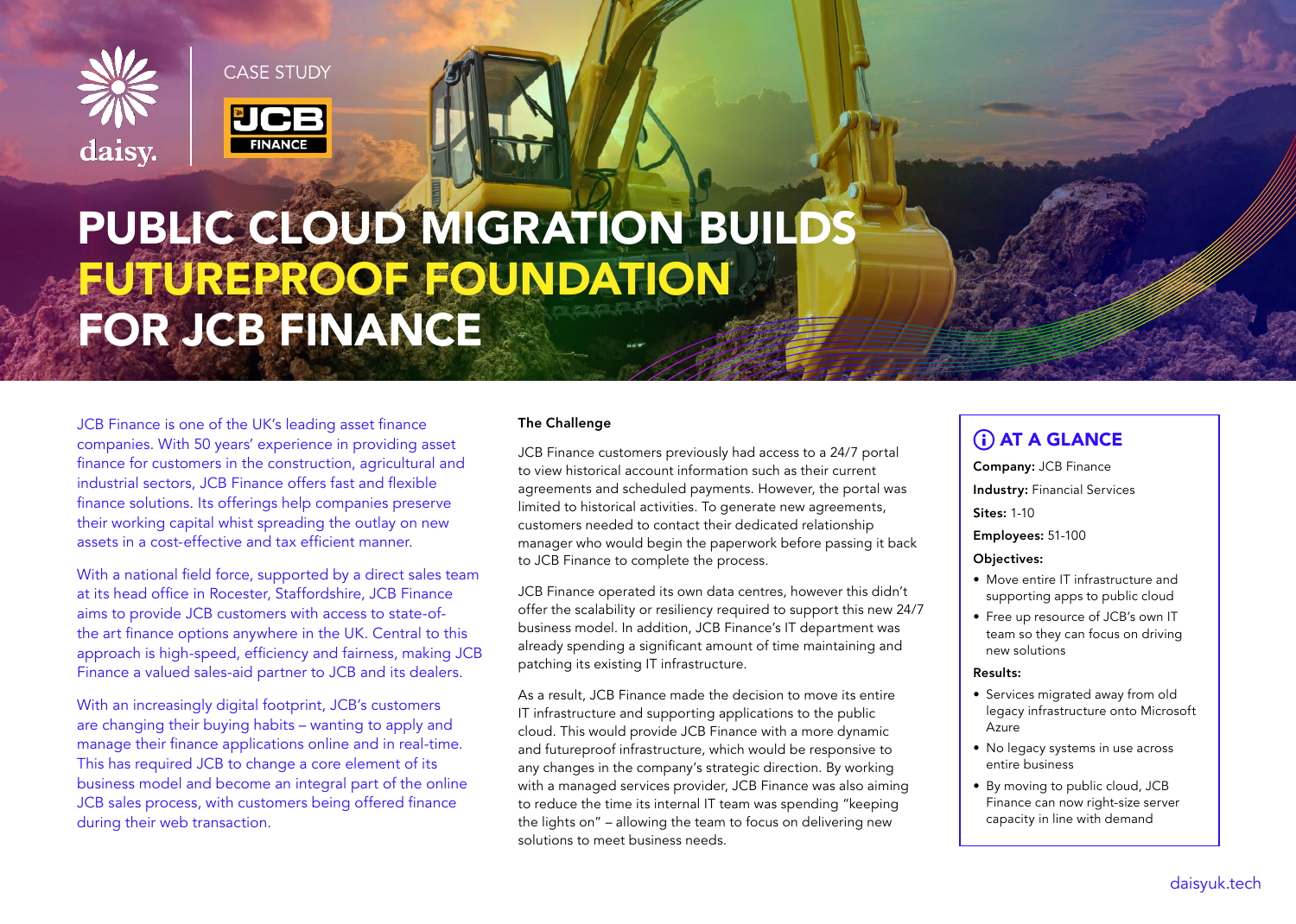CASE STUDY

# PUBLIC CLOUD MIGRATION BUILDS FUTUREPROOF FOUNDATION FOR JCB FINANCE

JCB Finance is one of the UK's leading asset finance companies. With 50 years' experience in providing asset finance for customers in the construction, agricultural and industrial sectors, JCB Finance offers fast and flexible finance solutions. Its offerings help companies preserve their working capital whilst spreading the outlay on new assets in a cost-effective and tax efficient manner.

With a national field force, supported by a direct sales team at its head office in Rocester, Staffordshire, JCB Finance aims to provide JCB customers with access to state-of-the art finance options anywhere in the UK. Central to this approach is high-speed, efficiency and fairness, making JCB Finance a valued sales-aid partner to JCB and its dealers.

With an increasingly digital footprint, JCB's customers are changing their buying habits – wanting to apply and manage their finance applications online and in real-time. This has required JCB to change a core element of its business model and become an integral part of the online JCB sales process, with customers being offered finance during their web transaction.

## The Challenge

JCB Finance customers previously had access to a 24/7 portal to view historical account information such as their current agreements and scheduled payments. However, the portal was limited to historical activities. To generate new agreements, customers needed to contact their dedicated relationship manager who would begin the paperwork before passing it back to JCB Finance to complete the process.

JCB Finance operated its own data centres, however this didn't offer the scalability or resiliency required to support this new 24/7 business model. In addition, JCB Finance's IT department was already spending a significant amount of time maintaining and patching its existing IT infrastructure.

As a result, JCB Finance made the decision to move its entire IT infrastructure and supporting applications to the public cloud. This would provide JCB Finance with a more dynamic and futureproof infrastructure, which would be responsive to any changes in the company's strategic direction. By working with a managed services provider, JCB Finance was also aiming to reduce the time its internal IT team was spending "keeping the lights on" – allowing the team to focus on delivering new solutions to meet business needs.

## AT A GLANCE

**Company:** JCB Finance

**Industry:** Financial Services

**Sites:** 1-10

**Employees:** 51-100

**Objectives:**

- Move entire IT infrastructure and supporting apps to public cloud
- Free up resource of JCB's own IT team so they can focus on driving new solutions

**Results:**

- Services migrated away from old legacy infrastructure onto Microsoft Azure
- No legacy systems in use across entire business
- By moving to public cloud, JCB Finance can now right-size server capacity in line with demand

daisyuk.tech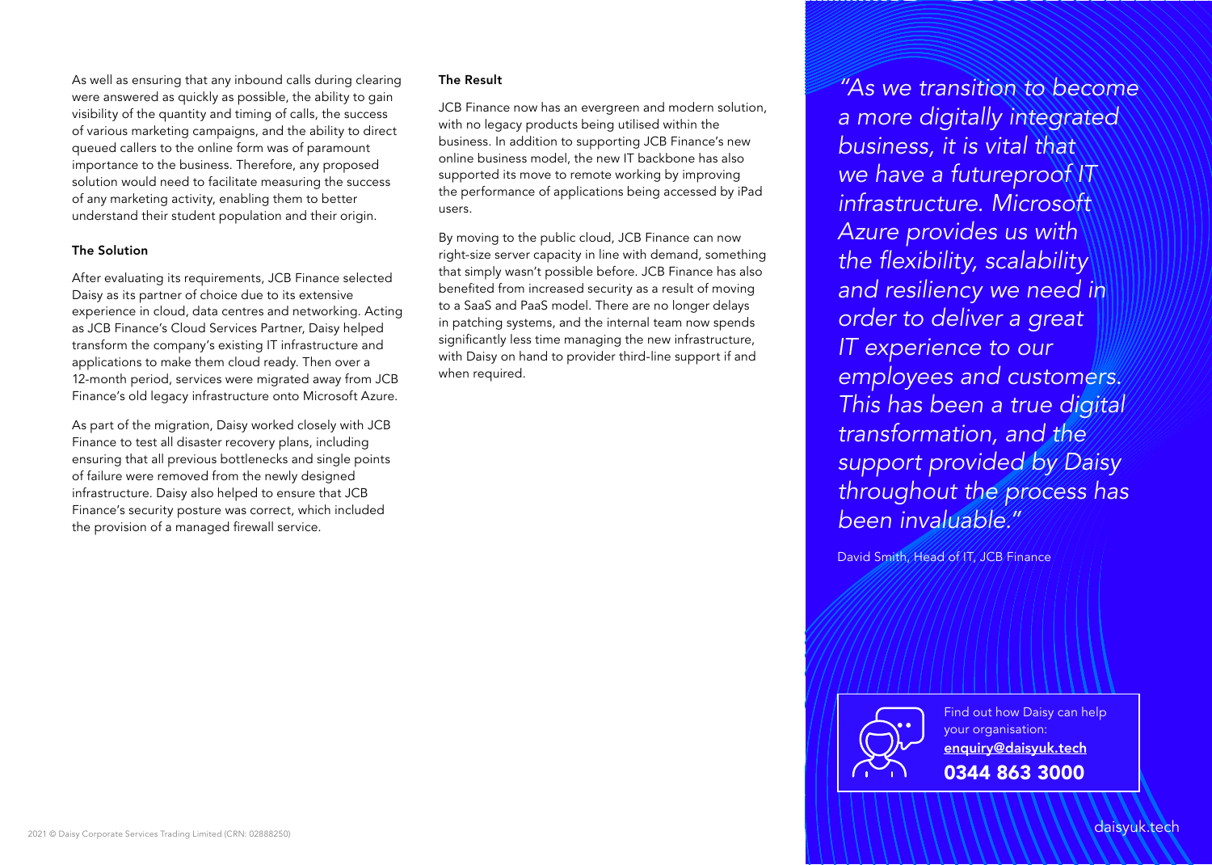As well as ensuring that any inbound calls during clearing were answered as quickly as possible, the ability to gain visibility of the quantity and timing of calls, the success of various marketing campaigns, and the ability to direct queued callers to the online form was of paramount importance to the business. Therefore, any proposed solution would need to facilitate measuring the success of any marketing activity, enabling them to better understand their student population and their origin.

## The Solution

After evaluating its requirements, JCB Finance selected Daisy as its partner of choice due to its extensive experience in cloud, data centres and networking. Acting as JCB Finance's Cloud Services Partner, Daisy helped transform the company's existing IT infrastructure and applications to make them cloud ready. Then over a 12-month period, services were migrated away from JCB Finance's old legacy infrastructure onto Microsoft Azure.

As part of the migration, Daisy worked closely with JCB Finance to test all disaster recovery plans, including ensuring that all previous bottlenecks and single points of failure were removed from the newly designed infrastructure. Daisy also helped to ensure that JCB Finance's security posture was correct, which included the provision of a managed firewall service.

## The Result

JCB Finance now has an evergreen and modern solution, with no legacy products being utilised within the business. In addition to supporting JCB Finance's new online business model, the new IT backbone has also supported its move to remote working by improving the performance of applications being accessed by iPad users.

By moving to the public cloud, JCB Finance can now right-size server capacity in line with demand, something that simply wasn't possible before. JCB Finance has also benefited from increased security as a result of moving to a SaaS and PaaS model. There are no longer delays in patching systems, and the internal team now spends significantly less time managing the new infrastructure, with Daisy on hand to provider third-line support if and when required.

*"As we transition to become a more digitally integrated business, it is vital that we have a futureproof IT infrastructure. Microsoft Azure provides us with the flexibility, scalability and resiliency we need in order to deliver a great IT experience to our employees and customers. This has been a true digital transformation, and the support provided by Daisy throughout the process has been invaluable."*

David Smith, Head of IT, JCB Finance

Find out how Daisy can help your organisation:
**enquiry@daisyuk.tech**
**0344 863 3000**

daisyuk.tech

2021 © Daisy Corporate Services Trading Limited (CRN: 02888250)